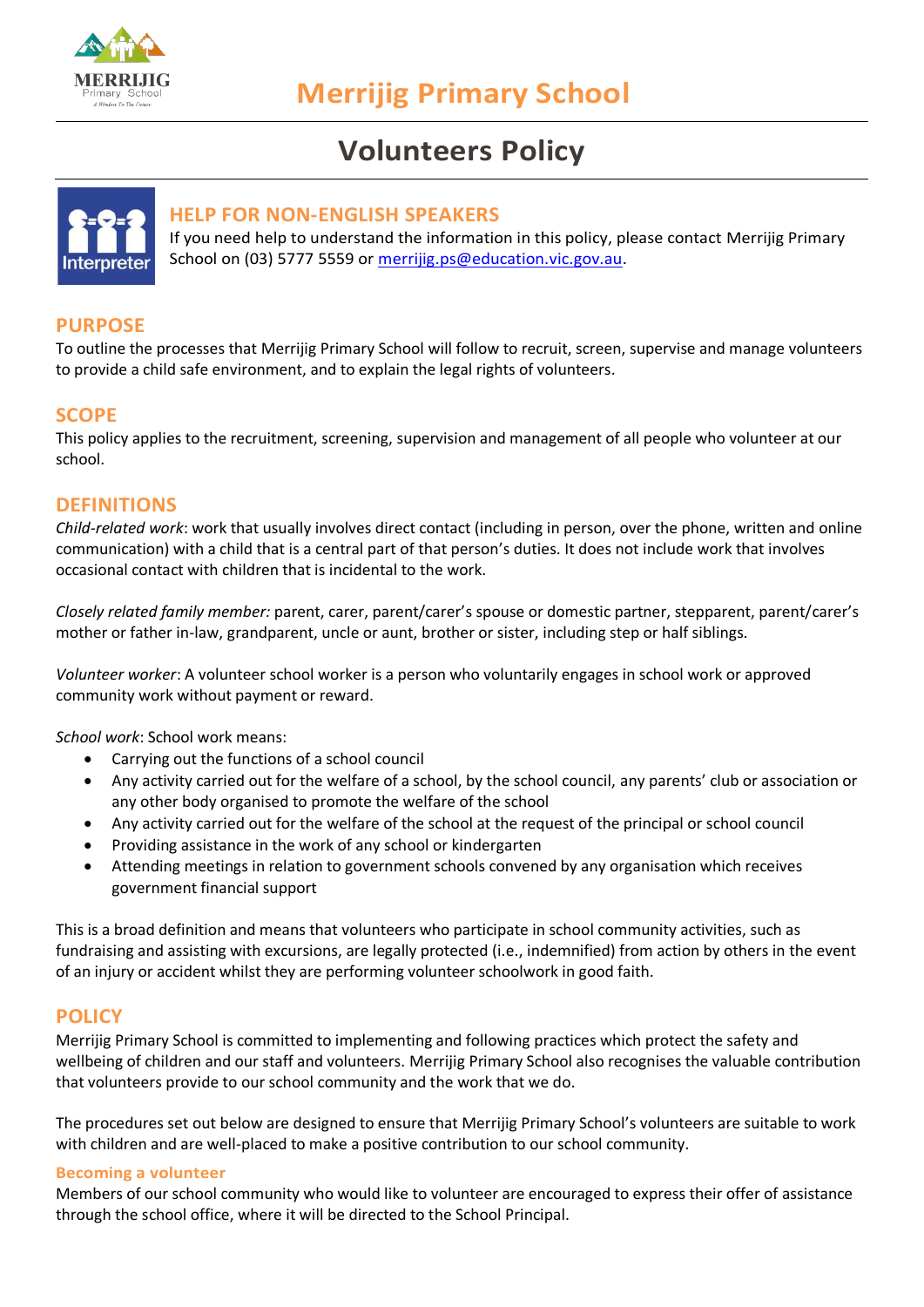# Merrijig Primary School

## Volunteers Policy

### HELP FOR NON-ENGLISH SPEAKERS

If you need help to understand the information in this policy, please contact Merrijig Primary School on (03) 5777 5559 or [merrijig.ps@education.vic.gov.au](mailto:merrijig.ps@education.vic.gov.au).

## PURPOSE

To outline the processes that Merrijig Primary School will follow to recruit, screen, supervise and manage volunteers to provide a child safe environment, and to explain the legal rights of volunteers.

## SCOPE

This policy applies to the recruitment, screening, supervision and management of all people who volunteer at our school.

## DEFINITIONS

*Child-related work*: work that usually involves direct contact (including in person, over the phone, written and online communication) with a child that is a central part of that person's duties. It does not include work that involves occasional contact with children that is incidental to the work.

*Closely related family member:* parent, carer, parent/carer's spouse or domestic partner, stepparent, parent/carer's mother or father in-law, grandparent, uncle or aunt, brother or sister, including step or half siblings.

*Volunteer worker*: A volunteer school worker is a person who voluntarily engages in school work or approved community work without payment or reward.

*School work*: School work means:

- Carrying out the functions of a school council
- Any activity carried out for the welfare of a school, by the school council, any parents' club or association or any other body organised to promote the welfare of the school
- Any activity carried out for the welfare of the school at the request of the principal or school council
- Providing assistance in the work of any school or kindergarten
- Attending meetings in relation to government schools convened by any organisation which receives government financial support

This is a broad definition and means that volunteers who participate in school community activities, such as fundraising and assisting with excursions, are legally protected (i.e., indemnified) from action by others in the event of an injury or accident whilst they are performing volunteer schoolwork in good faith.

## POLICY

Merrijig Primary School is committed to implementing and following practices which protect the safety and wellbeing of children and our staff and volunteers. Merrijig Primary School also recognises the valuable contribution that volunteers provide to our school community and the work that we do.

The procedures set out below are designed to ensure that Merrijig Primary School's volunteers are suitable to work with children and are well-placed to make a positive contribution to our school community.

### Becoming a volunteer

Members of our school community who would like to volunteer are encouraged to express their offer of assistance through the school office, where it will be directed to the School Principal.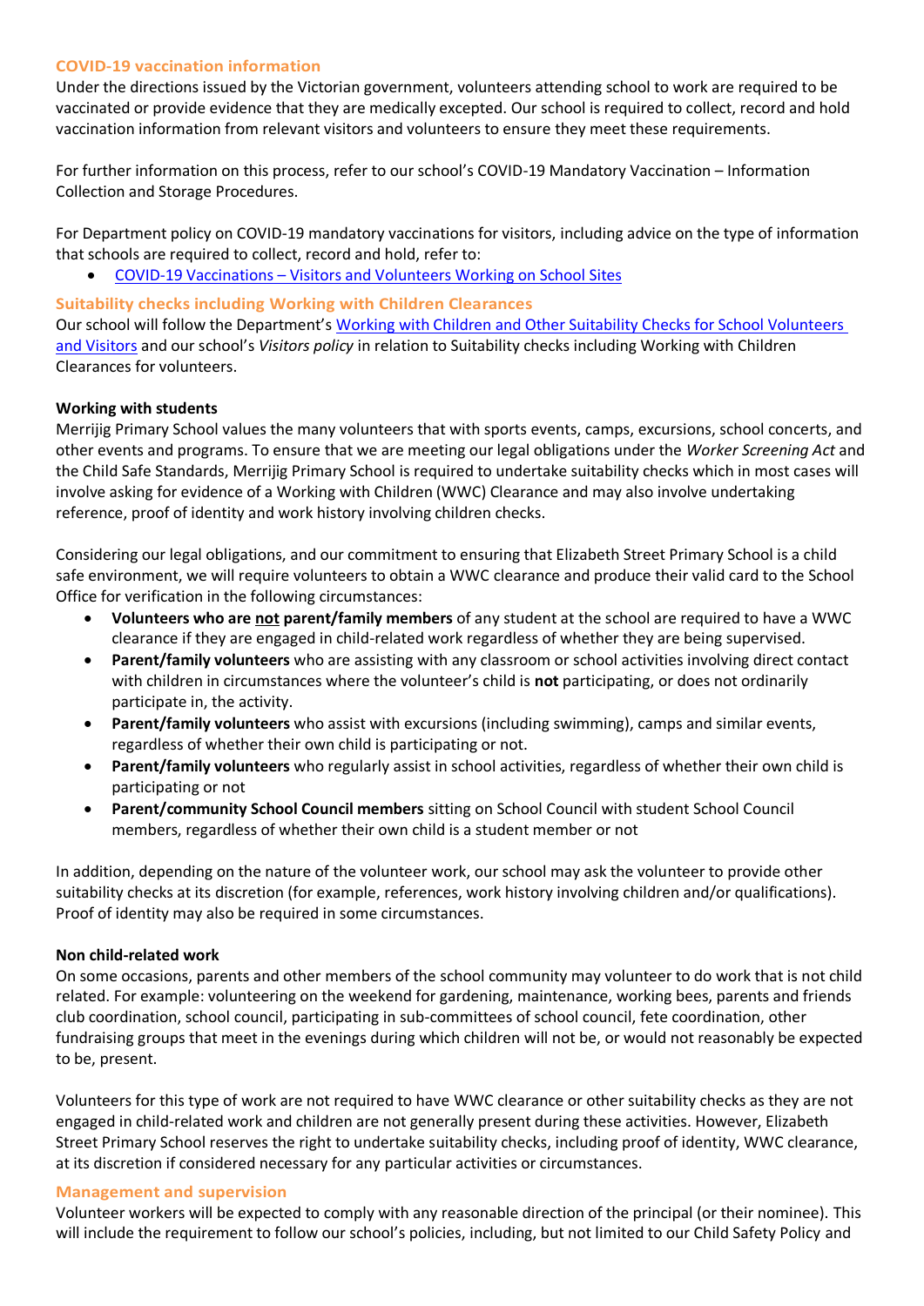### COVID-19 vaccination information

Under the directions issued by the Victorian government, volunteers attending school to work are required to be vaccinated or provide evidence that they are medically excepted. Our school is required to collect, record and hold vaccination information from relevant visitors and volunteers to ensure they meet these requirements.

For further information on this process, refer to our school's COVID-19 Mandatory Vaccination – Information Collection and Storage Procedures.

For Department policy on COVID-19 mandatory vaccinations for visitors, including advice on the type of information that schools are required to collect, record and hold, refer to:

- COVID-19 Vaccinations – Visitors and Volunteers Working on School Sites

### Suitability checks including Working with Children Clearances

Our school will follow the Department's Working with Children and Other Suitability Checks for School Volunteers and Visitors and our school's *Visitors policy* in relation to Suitability checks including Working with Children Clearances for volunteers.

**Working with students**

Merrijig Primary School values the many volunteers that with sports events, camps, excursions, school concerts, and other events and programs. To ensure that we are meeting our legal obligations under the *Worker Screening Act* and the Child Safe Standards, Merrijig Primary School is required to undertake suitability checks which in most cases will involve asking for evidence of a Working with Children (WWC) Clearance and may also involve undertaking reference, proof of identity and work history involving children checks.

Considering our legal obligations, and our commitment to ensuring that Elizabeth Street Primary School is a child safe environment, we will require volunteers to obtain a WWC clearance and produce their valid card to the School Office for verification in the following circumstances:

- **Volunteers who are not parent/family members** of any student at the school are required to have a WWC clearance if they are engaged in child-related work regardless of whether they are being supervised.
- **Parent/family volunteers** who are assisting with any classroom or school activities involving direct contact with children in circumstances where the volunteer's child is **not** participating, or does not ordinarily participate in, the activity.
- **Parent/family volunteers** who assist with excursions (including swimming), camps and similar events, regardless of whether their own child is participating or not.
- **Parent/family volunteers** who regularly assist in school activities, regardless of whether their own child is participating or not
- **Parent/community School Council members** sitting on School Council with student School Council members, regardless of whether their own child is a student member or not

In addition, depending on the nature of the volunteer work, our school may ask the volunteer to provide other suitability checks at its discretion (for example, references, work history involving children and/or qualifications). Proof of identity may also be required in some circumstances.

**Non child-related work**

On some occasions, parents and other members of the school community may volunteer to do work that is not child related. For example: volunteering on the weekend for gardening, maintenance, working bees, parents and friends club coordination, school council, participating in sub-committees of school council, fete coordination, other fundraising groups that meet in the evenings during which children will not be, or would not reasonably be expected to be, present.

Volunteers for this type of work are not required to have WWC clearance or other suitability checks as they are not engaged in child-related work and children are not generally present during these activities. However, Elizabeth Street Primary School reserves the right to undertake suitability checks, including proof of identity, WWC clearance, at its discretion if considered necessary for any particular activities or circumstances.

### Management and supervision

Volunteer workers will be expected to comply with any reasonable direction of the principal (or their nominee). This will include the requirement to follow our school's policies, including, but not limited to our Child Safety Policy and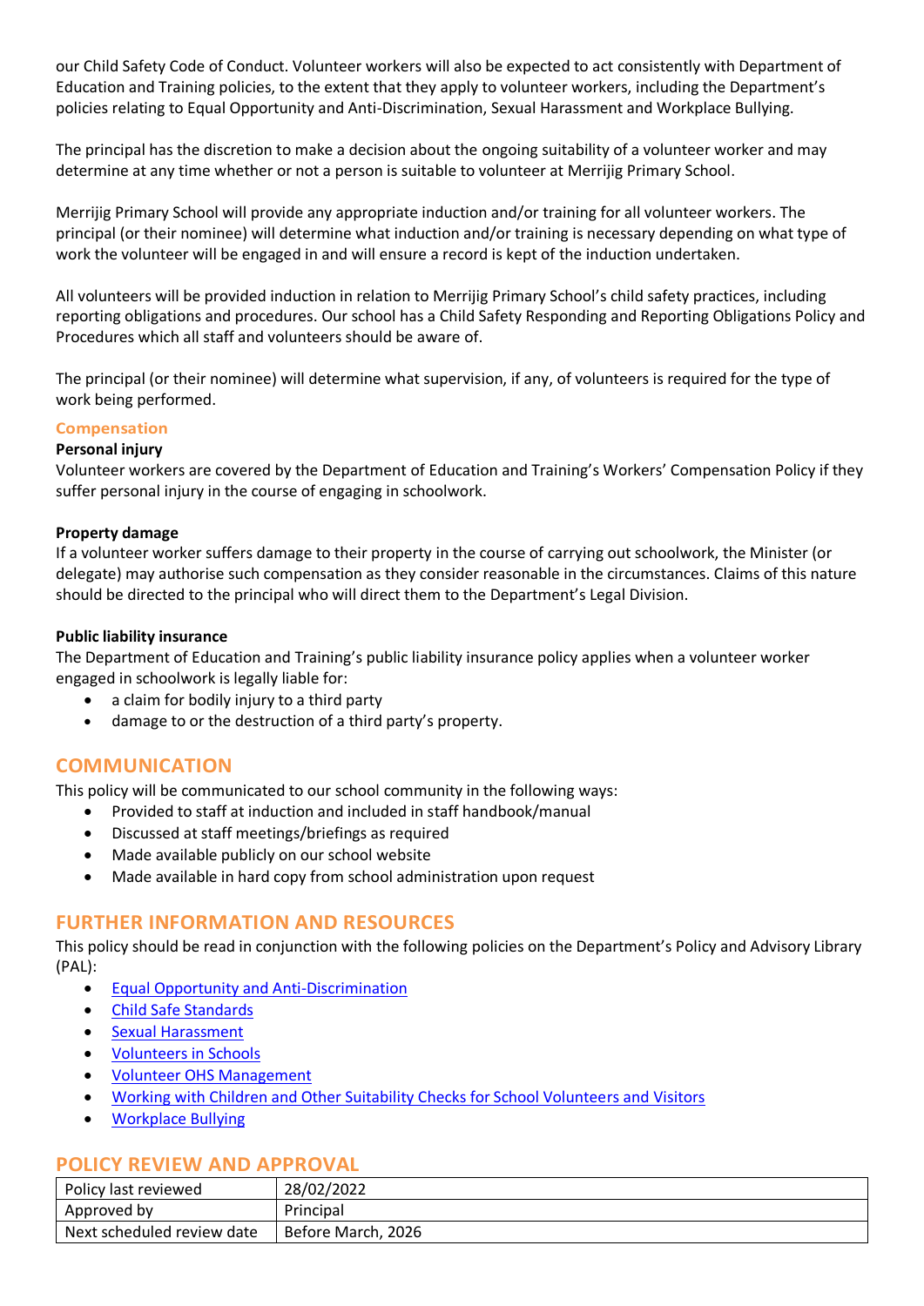our Child Safety Code of Conduct. Volunteer workers will also be expected to act consistently with Department of Education and Training policies, to the extent that they apply to volunteer workers, including the Department's policies relating to Equal Opportunity and Anti-Discrimination, Sexual Harassment and Workplace Bullying.

The principal has the discretion to make a decision about the ongoing suitability of a volunteer worker and may determine at any time whether or not a person is suitable to volunteer at Merrijig Primary School.

Merrijig Primary School will provide any appropriate induction and/or training for all volunteer workers. The principal (or their nominee) will determine what induction and/or training is necessary depending on what type of work the volunteer will be engaged in and will ensure a record is kept of the induction undertaken.

All volunteers will be provided induction in relation to Merrijig Primary School's child safety practices, including reporting obligations and procedures. Our school has a Child Safety Responding and Reporting Obligations Policy and Procedures which all staff and volunteers should be aware of.

The principal (or their nominee) will determine what supervision, if any, of volunteers is required for the type of work being performed.

### Compensation

**Personal injury**

Volunteer workers are covered by the Department of Education and Training's Workers' Compensation Policy if they suffer personal injury in the course of engaging in schoolwork.

**Property damage**

If a volunteer worker suffers damage to their property in the course of carrying out schoolwork, the Minister (or delegate) may authorise such compensation as they consider reasonable in the circumstances. Claims of this nature should be directed to the principal who will direct them to the Department's Legal Division.

**Public liability insurance**

The Department of Education and Training's public liability insurance policy applies when a volunteer worker engaged in schoolwork is legally liable for:

- a claim for bodily injury to a third party
- damage to or the destruction of a third party's property.

## COMMUNICATION

This policy will be communicated to our school community in the following ways:

- Provided to staff at induction and included in staff handbook/manual
- Discussed at staff meetings/briefings as required
- Made available publicly on our school website
- Made available in hard copy from school administration upon request

## FURTHER INFORMATION AND RESOURCES

This policy should be read in conjunction with the following policies on the Department's Policy and Advisory Library (PAL):

- Equal Opportunity and Anti-Discrimination
- Child Safe Standards
- Sexual Harassment
- Volunteers in Schools
- Volunteer OHS Management
- Working with Children and Other Suitability Checks for School Volunteers and Visitors
- Workplace Bullying

## POLICY REVIEW AND APPROVAL

| | |
|---|---|
| Policy last reviewed | 28/02/2022 |
| Approved by | Principal |
| Next scheduled review date | Before March, 2026 |